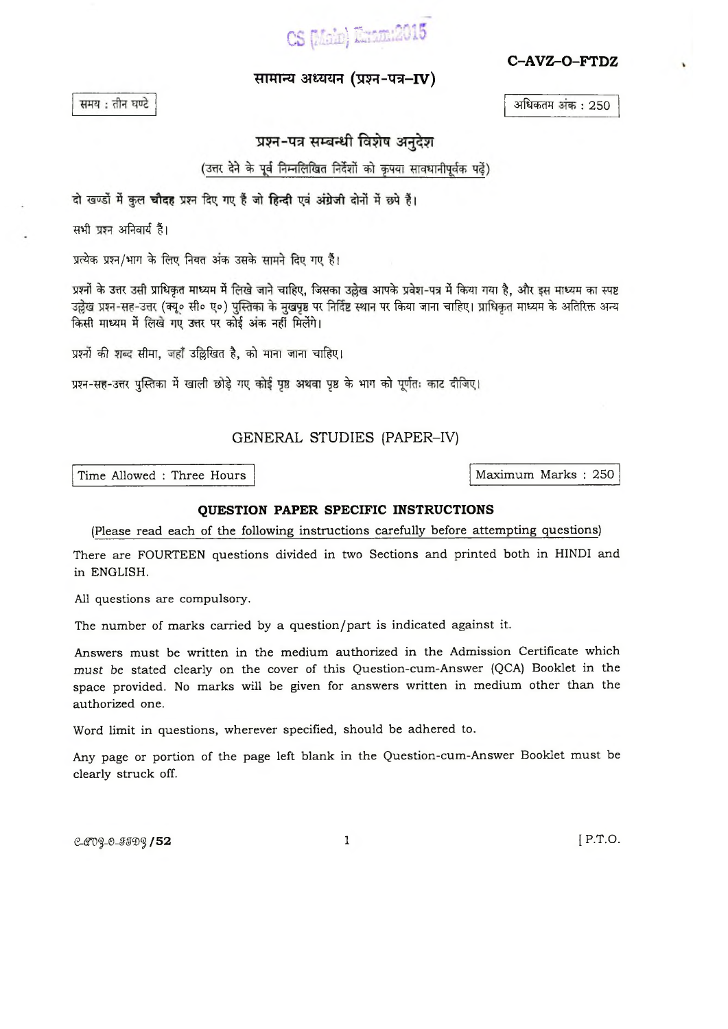CS (Main) Exam:2015

**C–AVZ–O–FTDZ**

## सामान्य अध्ययन (प्रश्न-पत्र–IV)

समय : तीन घण्टे

अधिकतम अंक : 250

### प्रश्न-पत्र सम्बन्धी विशेष अनुदेश

(उत्तर देने के पूर्व निम्नलिखित निर्देशों को कृपया सावधानीपूर्वक पढ़ें)

दो खण्डों में कुल **चौदह** प्रश्न दिए गए हैं जो **हिन्दी** एवं **अंग्रेजी** दोनों में छपे हैं।

सभी प्रश्न अनिवार्य हैं।

प्रत्येक प्रश्न/भाग के लिए नियत अंक उसके सामने दिए गए हैं।

प्रश्नों के उत्तर उसी प्राधिकृत माध्यम में लिखे जाने चाहिए, जिसका उल्लेख आपके प्रवेश-पत्र में किया गया है, और इस माध्यम का स्पष्ट उल्लेख प्रश्न-सह-उत्तर (क्यू० सी० ए०) पुस्तिका के मुखपृष्ठ पर निर्दिष्ट स्थान पर किया जाना चाहिए। प्राधिकृत माध्यम के अतिरिक्त अन्य किसी माध्यम में लिखे गए उत्तर पर कोई अंक नहीं मिलेंगे।

प्रश्नों की शब्द सीमा, जहाँ उल्लिखित है, को माना जाना चाहिए।

प्रश्न-सह-उत्तर पुस्तिका में खाली छोड़े गए कोई पृष्ठ अथवा पृष्ठ के भाग को पूर्णतः काट दीजिए।

## GENERAL STUDIES (PAPER–IV)

Time Allowed : Three Hours

Maximum Marks : 250

### QUESTION PAPER SPECIFIC INSTRUCTIONS

(Please read each of the following instructions carefully before attempting questions)

There are FOURTEEN questions divided in two Sections and printed both in HINDI and in ENGLISH.

All questions are compulsory.

The number of marks carried by a question/part is indicated against it.

Answers must be written in the medium authorized in the Admission Certificate which *must* be stated clearly on the cover of this Question-cum-Answer (QCA) Booklet in the space provided. No marks will be given for answers written in medium other than the authorized one.

Word limit in questions, wherever specified, should be adhered to.

Any page or portion of the page left blank in the Question-cum-Answer Booklet must be clearly struck off.

C-ΑVZ-O-FTDZ/52

[ P.T.O.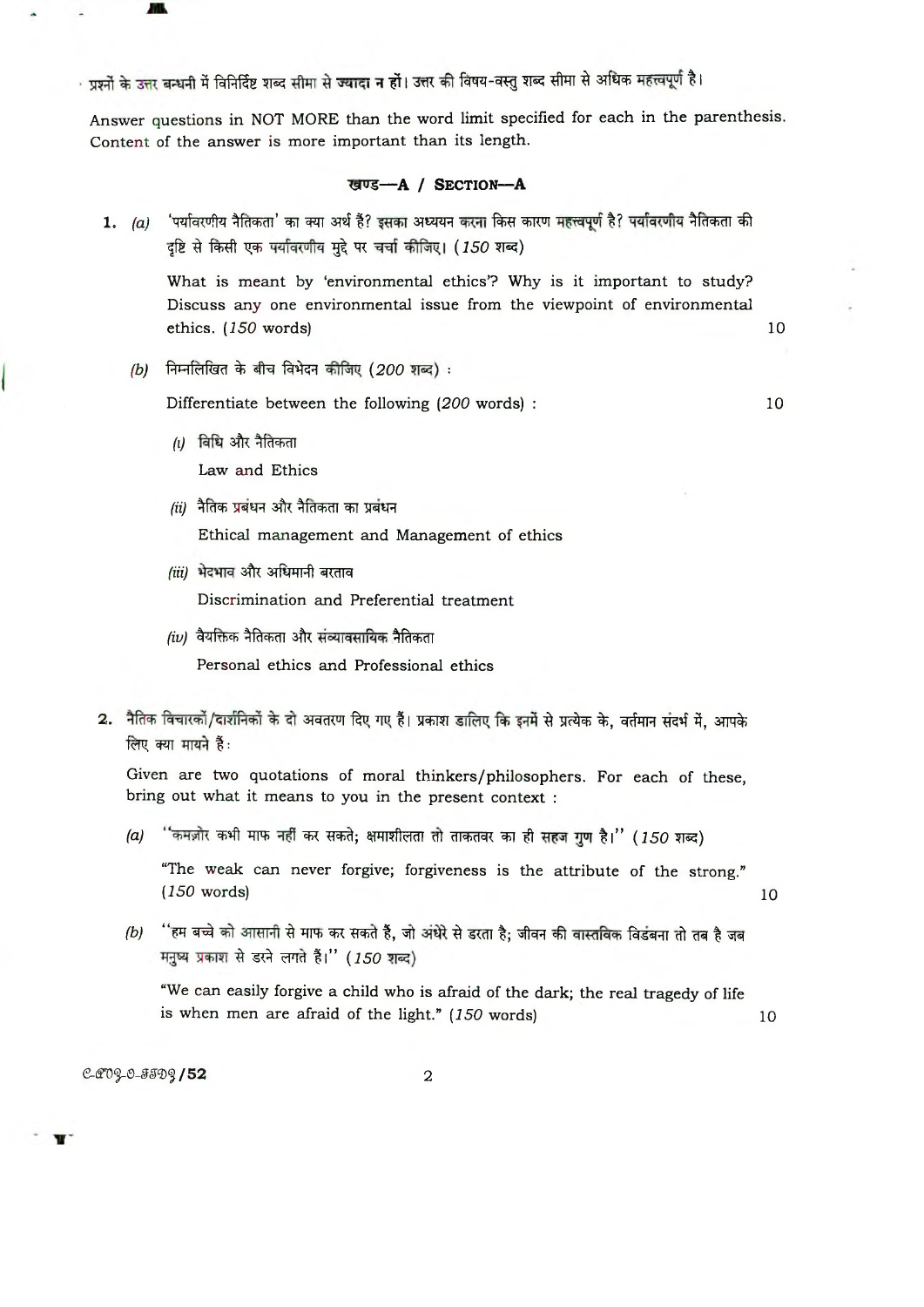प्रश्नों के उत्तर बन्धनी में विनिर्दिष्ट शब्द सीमा से **ज्यादा न हों**। उत्तर की विषय-वस्तु शब्द सीमा से अधिक महत्त्वपूर्ण है।

Answer questions in NOT MORE than the word limit specified for each in the parenthesis. Content of the answer is more important than its length.

## खण्ड—A / SECTION—A

**1.** *(a)* 'पर्यावरणीय नैतिकता' का क्या अर्थ है? इसका अध्ययन करना किस कारण महत्त्वपूर्ण है? पर्यावरणीय नैतिकता की दृष्टि से किसी एक पर्यावरणीय मुद्दे पर चर्चा कीजिए। (*150* शब्द)

What is meant by 'environmental ethics'? Why is it important to study? Discuss any one environmental issue from the viewpoint of environmental ethics. (*150* words) 10

*(b)* निम्नलिखित के बीच विभेदन कीजिए (*200* शब्द) :

Differentiate between the following (*200* words) : 10

*(i)* विधि और नैतिकता

Law and Ethics

*(ii)* नैतिक प्रबंधन और नैतिकता का प्रबंधन

Ethical management and Management of ethics

*(iii)* भेदभाव और अधिमानी बरताव

Discrimination and Preferential treatment

*(iv)* वैयक्तिक नैतिकता और संव्यावसायिक नैतिकता

Personal ethics and Professional ethics

**2.** नैतिक विचारकों/दार्शनिकों के दो अवतरण दिए गए हैं। प्रकाश डालिए कि इनमें से प्रत्येक के, वर्तमान संदर्भ में, आपके लिए क्या मायने हैं :

Given are two quotations of moral thinkers/philosophers. For each of these, bring out what it means to you in the present context :

*(a)* "कमज़ोर कभी माफ नहीं कर सकते; क्षमाशीलता तो ताकतवर का ही सहज गुण है।" (*150* शब्द)

"The weak can never forgive; forgiveness is the attribute of the strong." (*150* words) 10

*(b)* "हम बच्चे को आसानी से माफ कर सकते हैं, जो अंधेरे से डरता है; जीवन की वास्तविक विडंबना तो तब है जब मनुष्य प्रकाश से डरने लगते हैं।" (*150* शब्द)

"We can easily forgive a child who is afraid of the dark; the real tragedy of life is when men are afraid of the light." (*150* words) 10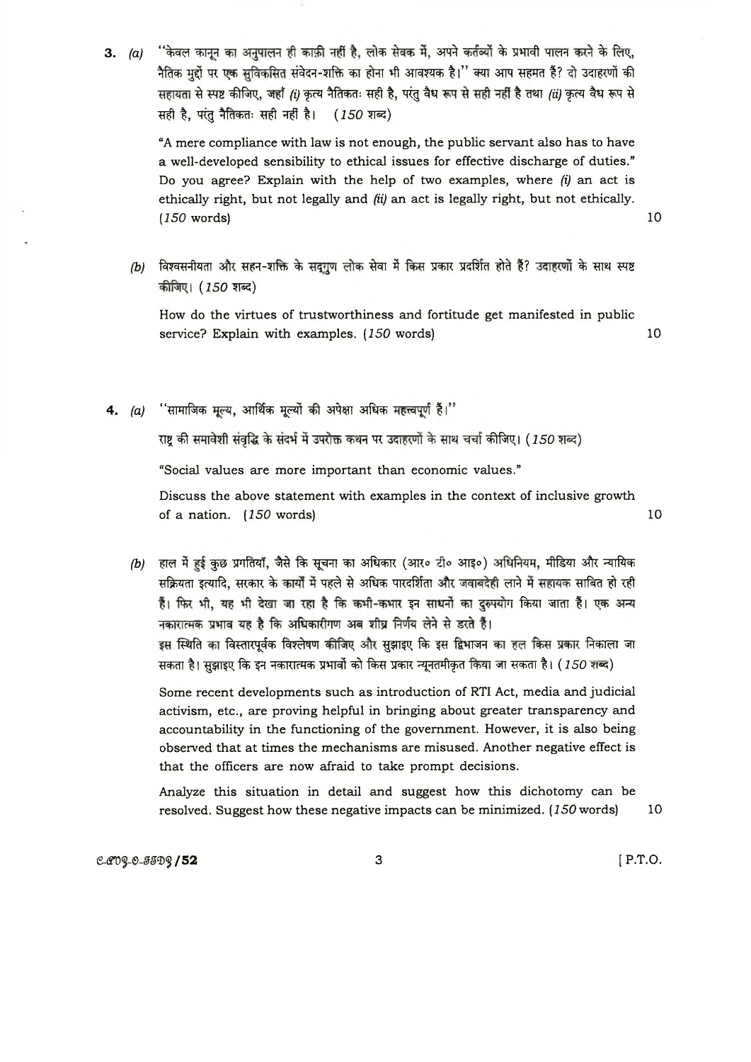**3.** *(a)* "केवल कानून का अनुपालन ही काफ़ी नहीं है, लोक सेवक में, अपने कर्तव्यों के प्रभावी पालन करने के लिए, नैतिक मुद्दों पर एक सुविकसित संवेदन-शक्ति का होना भी आवश्यक है।" क्या आप सहमत हैं? दो उदाहरणों की सहायता से स्पष्ट कीजिए, जहाँ *(i)* कृत्य नैतिकतः सही है, परंतु वैध रूप से सही नहीं है तथा *(ii)* कृत्य वैध रूप से सही है, परंतु नैतिकतः सही नहीं है। (*150* शब्द)

"A mere compliance with law is not enough, the public servant also has to have a well-developed sensibility to ethical issues for effective discharge of duties." Do you agree? Explain with the help of two examples, where *(i)* an act is ethically right, but not legally and *(ii)* an act is legally right, but not ethically. (*150* words) 10

*(b)* विश्वसनीयता और सहन-शक्ति के सद्गुण लोक सेवा में किस प्रकार प्रदर्शित होते हैं? उदाहरणों के साथ स्पष्ट कीजिए। (*150* शब्द)

How do the virtues of trustworthiness and fortitude get manifested in public service? Explain with examples. (*150* words) 10

**4.** *(a)* "सामाजिक मूल्य, आर्थिक मूल्यों की अपेक्षा अधिक महत्त्वपूर्ण हैं।"

राष्ट्र की समावेशी संवृद्धि के संदर्भ में उपरोक्त कथन पर उदाहरणों के साथ चर्चा कीजिए। (*150* शब्द)

"Social values are more important than economic values."

Discuss the above statement with examples in the context of inclusive growth of a nation. (*150* words) 10

*(b)* हाल में हुई कुछ प्रगतियाँ, जैसे कि सूचना का अधिकार (आर० टी० आइ०) अधिनियम, मीडिया और न्यायिक सक्रियता इत्यादि, सरकार के कार्यों में पहले से अधिक पारदर्शिता और जवाबदेही लाने में सहायक साबित हो रही हैं। फिर भी, यह भी देखा जा रहा है कि कभी-कभार इन साधनों का दुरुपयोग किया जाता है। एक अन्य नकारात्मक प्रभाव यह है कि अधिकारीगण अब शीघ्र निर्णय लेने से डरते हैं।

इस स्थिति का विस्तारपूर्वक विश्लेषण कीजिए और सुझाइए कि इस द्विभाजन का हल किस प्रकार निकाला जा सकता है। सुझाइए कि इन नकारात्मक प्रभावों को किस प्रकार न्यूनतमीकृत किया जा सकता है। (*150* शब्द)

Some recent developments such as introduction of RTI Act, media and judicial activism, etc., are proving helpful in bringing about greater transparency and accountability in the functioning of the government. However, it is also being observed that at times the mechanisms are misused. Another negative effect is that the officers are now afraid to take prompt decisions.

Analyze this situation in detail and suggest how this dichotomy can be resolved. Suggest how these negative impacts can be minimized. (*150* words) 10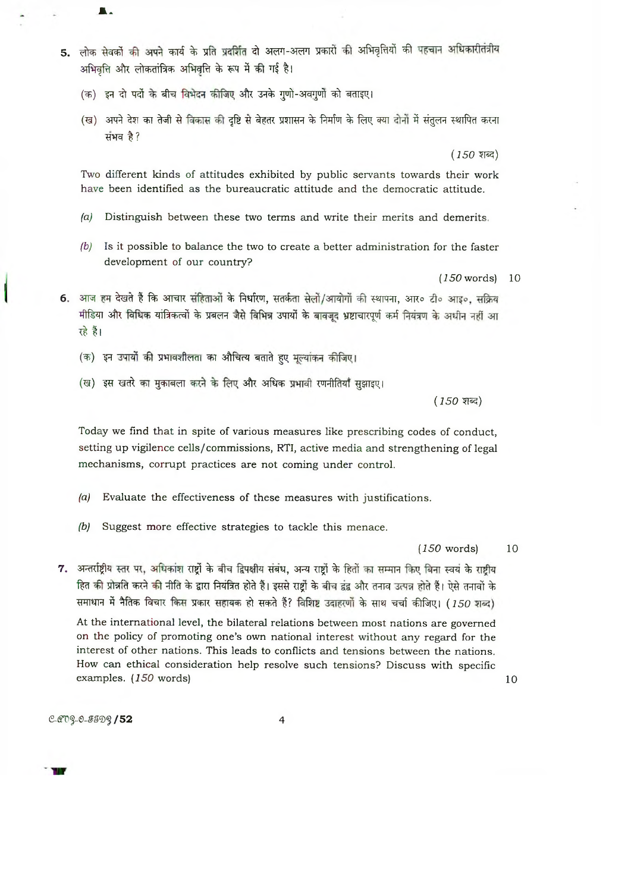5. लोक सेवकों की अपने कार्य के प्रति प्रदर्शित दो अलग-अलग प्रकारों की अभिवृत्तियों की पहचान अधिकारीतंत्रीय अभिवृत्ति और लोकतांत्रिक अभिवृत्ति के रूप में की गई है।

   (क) इन दो पदों के बीच विभेदन कीजिए और उनके गुणों-अवगुणों को बताइए।

   (ख) अपने देश का तेजी से विकास की दृष्टि से बेहतर प्रशासन के निर्माण के लिए क्या दोनों में संतुलन स्थापित करना संभव है?

   (*150* शब्द)

   Two different kinds of attitudes exhibited by public servants towards their work have been identified as the bureaucratic attitude and the democratic attitude.

   *(a)* Distinguish between these two terms and write their merits and demerits.

   *(b)* Is it possible to balance the two to create a better administration for the faster development of our country?

   (*150* words) 10

6. आज हम देखते हैं कि आचार संहिताओं के निर्धारण, सतर्कता सेलों/आयोगों की स्थापना, आर० टी० आइ०, सक्रिय मीडिया और विधिक यांत्रिकत्वों के प्रबलन जैसे विभिन्न उपायों के बावजूद भ्रष्टाचारपूर्ण कर्म नियंत्रण के अधीन नहीं आ रहे हैं।

   (क) इन उपायों की प्रभावशीलता का औचित्य बताते हुए मूल्यांकन कीजिए।

   (ख) इस खतरे का मुकाबला करने के लिए और अधिक प्रभावी रणनीतियाँ सुझाइए।

   (*150* शब्द)

   Today we find that in spite of various measures like prescribing codes of conduct, setting up vigilence cells/commissions, RTI, active media and strengthening of legal mechanisms, corrupt practices are not coming under control.

   *(a)* Evaluate the effectiveness of these measures with justifications.

   *(b)* Suggest more effective strategies to tackle this menace.

   (*150* words) 10

7. अन्तर्राष्ट्रीय स्तर पर, अधिकांश राष्ट्रों के बीच द्विपक्षीय संबंध, अन्य राष्ट्रों के हितों का सम्मान किए बिना स्वयं के राष्ट्रीय हित की प्रोन्नति करने की नीति के द्वारा नियंत्रित होते हैं। इससे राष्ट्रों के बीच द्वंद्व और तनाव उत्पन्न होते हैं। ऐसे तनावों के समाधान में नैतिक विचार किस प्रकार सहायक हो सकते हैं? विशिष्ट उदाहरणों के साथ चर्चा कीजिए। (*150* शब्द)

   At the international level, the bilateral relations between most nations are governed on the policy of promoting one's own national interest without any regard for the interest of other nations. This leads to conflicts and tensions between the nations. How can ethical consideration help resolve such tensions? Discuss with specific examples. (*150* words) 10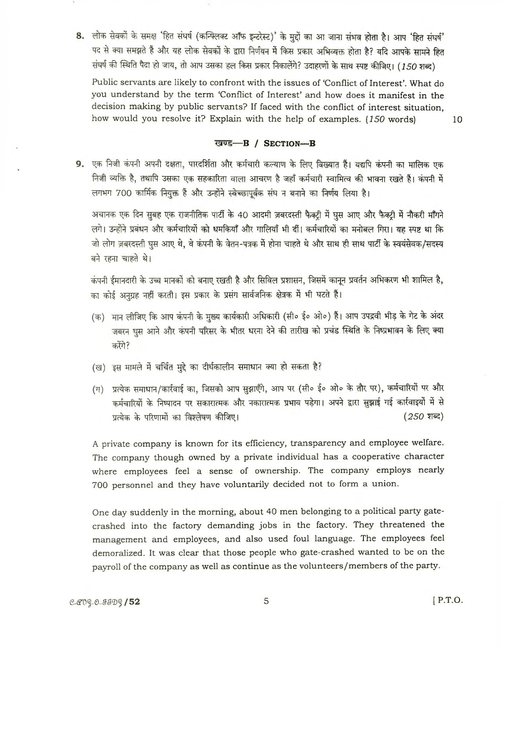**8.** लोक सेवकों के समक्ष 'हित संघर्ष (कन्फ्लिक्ट ऑफ इन्टरेस्ट)' के मुद्दों का आ जाना संभव होता है। आप 'हित संघर्ष' पद से क्या समझते हैं और यह लोक सेवकों के द्वारा निर्णयन में किस प्रकार अभिव्यक्त होता है? यदि आपके सामने हित संघर्ष की स्थिति पैदा हो जाय, तो आप उसका हल किस प्रकार निकालेंगे? उदाहरणों के साथ स्पष्ट कीजिए। (*150 शब्द*)

Public servants are likely to confront with the issues of 'Conflict of Interest'. What do you understand by the term 'Conflict of Interest' and how does it manifest in the decision making by public servants? If faced with the conflict of interest situation, how would you resolve it? Explain with the help of examples. (*150* words) 10

## खण्ड—B / SECTION—B

**9.** एक निजी कंपनी अपनी दक्षता, पारदर्शिता और कर्मचारी कल्याण के लिए विख्यात है। यद्यपि कंपनी का मालिक एक निजी व्यक्ति है, तथापि उसका एक सहकारिता वाला आचरण है जहाँ कर्मचारी स्वामित्व की भावना रखते हैं। कंपनी में लगभग 700 कार्मिक नियुक्त हैं और उन्होंने स्वेच्छापूर्वक संघ न बनाने का निर्णय लिया है।

अचानक एक दिन सुबह एक राजनीतिक पार्टी के 40 आदमी ज़बरदस्ती फैक्ट्री में घुस आए और फैक्ट्री में नौकरी माँगने लगे। उन्होंने प्रबंधन और कर्मचारियों को धमकियाँ और गालियाँ भी दीं। कर्मचारियों का मनोबल गिरा। यह स्पष्ट था कि जो लोग ज़बरदस्ती घुस आए थे, वे कंपनी के वेतन-पत्रक में होना चाहते थे और साथ ही साथ पार्टी के स्वयंसेवक/सदस्य बने रहना चाहते थे।

कंपनी ईमानदारी के उच्च मानकों को बनाए रखती है और सिविल प्रशासन, जिसमें कानून प्रवर्तन अभिकरण भी शामिल है, का कोई अनुग्रह नहीं करती। इस प्रकार के प्रसंग सार्वजनिक क्षेत्रक में भी घटते हैं।

(क) मान लीजिए कि आप कंपनी के मुख्य कार्यकारी अधिकारी (सी० ई० ओ०) हैं। आप उपद्रवी भीड़ के गेट के अंदर जबरन घुस आने और कंपनी परिसर के भीतर धरना देने की तारीख को प्रचंड स्थिति के निष्प्रभावन के लिए क्या करेंगे?

(ख) इस मामले में चर्चित मुद्दे का दीर्घकालीन समाधान क्या हो सकता है?

(ग) प्रत्येक समाधान/कार्रवाई का, जिसको आप सुझाएँगे, आप पर (सी० ई० ओ० के तौर पर), कर्मचारियों पर और कर्मचारियों के निष्पादन पर सकारात्मक और नकारात्मक प्रभाव पड़ेगा। अपने द्वारा सुझाई गई कार्रवाइयों में से प्रत्येक के परिणामों का विश्लेषण कीजिए। (*250 शब्द*)

A private company is known for its efficiency, transparency and employee welfare. The company though owned by a private individual has a cooperative character where employees feel a sense of ownership. The company employs nearly 700 personnel and they have voluntarily decided not to form a union.

One day suddenly in the morning, about 40 men belonging to a political party gate-crashed into the factory demanding jobs in the factory. They threatened the management and employees, and also used foul language. The employees feel demoralized. It was clear that those people who gate-crashed wanted to be on the payroll of the company as well as continue as the volunteers/members of the party.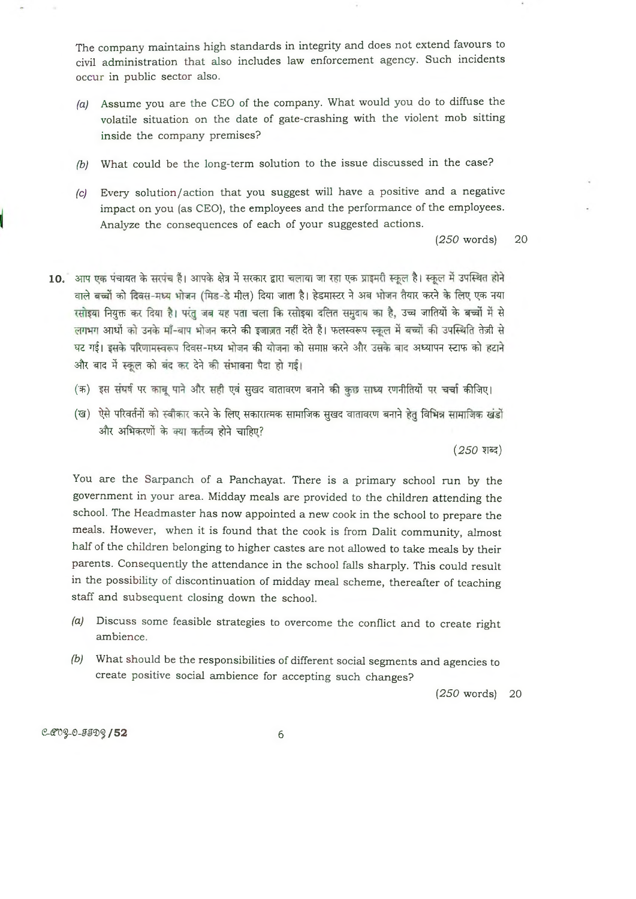The company maintains high standards in integrity and does not extend favours to civil administration that also includes law enforcement agency. Such incidents occur in public sector also.

*(a)* Assume you are the CEO of the company. What would you do to diffuse the volatile situation on the date of gate-crashing with the violent mob sitting inside the company premises?

*(b)* What could be the long-term solution to the issue discussed in the case?

*(c)* Every solution/action that you suggest will have a positive and a negative impact on you (as CEO), the employees and the performance of the employees. Analyze the consequences of each of your suggested actions.

(*250* words) 20

**10.** आप एक पंचायत के सरपंच हैं। आपके क्षेत्र में सरकार द्वारा चलाया जा रहा एक प्राइमरी स्कूल है। स्कूल में उपस्थित होने वाले बच्चों को दिवस-मध्य भोजन (मिड-डे मील) दिया जाता है। हेडमास्टर ने अब भोजन तैयार करने के लिए एक नया रसोइया नियुक्त कर दिया है। परंतु जब यह पता चला कि रसोइया दलित समुदाय का है, उच्च जातियों के बच्चों में से लगभग आधों को उनके माँ-बाप भोजन करने की इजाज़त नहीं देते हैं। फलस्वरूप स्कूल में बच्चों की उपस्थिति तेज़ी से घट गई। इसके परिणामस्वरूप दिवस-मध्य भोजन की योजना को समाप्त करने और उसके बाद अध्यापन स्टाफ को हटाने और बाद में स्कूल को बंद कर देने की संभावना पैदा हो गई।

(क) इस संघर्ष पर काबू पाने और सही एवं सुखद वातावरण बनाने की कुछ साध्य रणनीतियों पर चर्चा कीजिए।

(ख) ऐसे परिवर्तनों को स्वीकार करने के लिए सकारात्मक सामाजिक सुखद वातावरण बनाने हेतु विभिन्न सामाजिक खंडों और अभिकरणों के क्या कर्तव्य होने चाहिए?

(*250* शब्द)

You are the Sarpanch of a Panchayat. There is a primary school run by the government in your area. Midday meals are provided to the children attending the school. The Headmaster has now appointed a new cook in the school to prepare the meals. However, when it is found that the cook is from Dalit community, almost half of the children belonging to higher castes are not allowed to take meals by their parents. Consequently the attendance in the school falls sharply. This could result in the possibility of discontinuation of midday meal scheme, thereafter of teaching staff and subsequent closing down the school.

*(a)* Discuss some feasible strategies to overcome the conflict and to create right ambience.

*(b)* What should be the responsibilities of different social segments and agencies to create positive social ambience for accepting such changes?

(*250* words) 20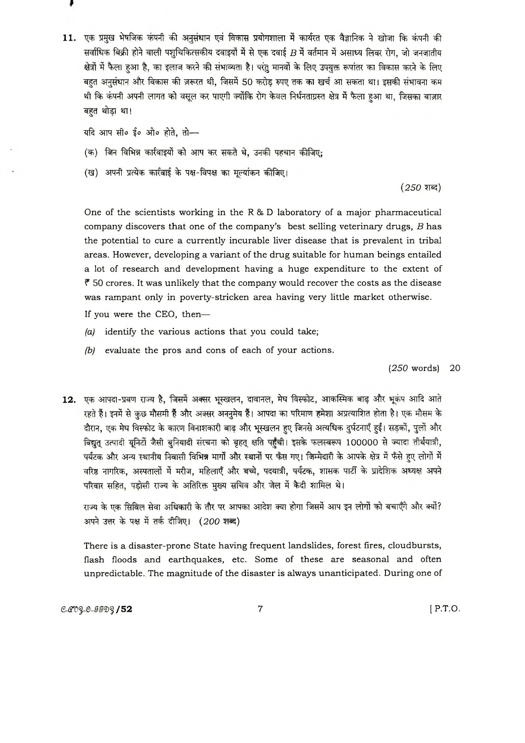**11.** एक प्रमुख भेषजिक कंपनी की अनुसंधान एवं विकास प्रयोगशाला में कार्यरत एक वैज्ञानिक ने खोजा कि कंपनी की सर्वाधिक बिक्री होने वाली पशुचिकित्सकीय दवाइयों में से एक दवाई *B* में वर्तमान में असाध्य लिवर रोग, जो जनजातीय क्षेत्रों में फैला हुआ है, का इलाज करने की संभाव्यता है। परंतु मानवों के लिए उपयुक्त रूपांतर का विकास करने के लिए बहुत अनुसंधान और विकास की ज़रूरत थी, जिसमें 50 करोड़ रुपए तक का खर्च आ सकता था। इसकी संभावना कम थी कि कंपनी अपनी लागत को वसूल कर पाएगी क्योंकि रोग केवल निर्धनताग्रस्त क्षेत्र में फैला हुआ था, जिसका बाज़ार बहुत थोड़ा था।

यदि आप सी० ई० ओ० होते, तो—

(क) जिन विभिन्न कार्रवाइयों को आप कर सकते थे, उनकी पहचान कीजिए;

(ख) अपनी प्रत्येक कार्रवाई के पक्ष-विपक्ष का मूल्यांकन कीजिए।

(*250* शब्द)

One of the scientists working in the R & D laboratory of a major pharmaceutical company discovers that one of the company's best selling veterinary drugs, *B* has the potential to cure a currently incurable liver disease that is prevalent in tribal areas. However, developing a variant of the drug suitable for human beings entailed a lot of research and development having a huge expenditure to the extent of ₹ 50 crores. It was unlikely that the company would recover the costs as the disease was rampant only in poverty-stricken area having very little market otherwise.

If you were the CEO, then—

*(a)* identify the various actions that you could take;

*(b)* evaluate the pros and cons of each of your actions.

(*250* words) 20

**12.** एक आपदा-प्रवण राज्य है, जिसमें अक्सर भूस्खलन, दावानल, मेघ विस्फोट, आकस्मिक बाढ़ और भूकंप आदि आते रहते हैं। इनमें से कुछ मौसमी हैं और अक्सर अननुमेय हैं। आपदा का परिमाण हमेशा अप्रत्याशित होता है। एक मौसम के दौरान, एक मेघ विस्फोट के कारण विनाशकारी बाढ़ और भूस्खलन हुए जिनसे अत्यधिक दुर्घटनाएँ हुईं। सड़कों, पुलों और विद्युत् उत्पादी यूनिटों जैसी बुनियादी संरचना को बृहत् क्षति पहुँची। इसके फलस्वरूप 100000 से ज़्यादा तीर्थयात्री, पर्यटक और अन्य स्थानीय निवासी विभिन्न मार्गों और स्थानों पर फँस गए। जिम्मेदारी के आपके क्षेत्र में फँसे हुए लोगों में वरिष्ठ नागरिक, अस्पतालों में मरीज़, महिलाएँ और बच्चे, पदयात्री, पर्यटक, शासक पार्टी के प्रादेशिक अध्यक्ष अपने परिवार सहित, पड़ोसी राज्य के अतिरिक्त मुख्य सचिव और जेल में कैदी शामिल थे।

राज्य के एक सिविल सेवा अधिकारी के तौर पर आपका आदेश क्या होगा जिसमें आप इन लोगों को बचाएँगे और क्यों? अपने उत्तर के पक्ष में तर्क दीजिए। (*200* शब्द)

There is a disaster-prone State having frequent landslides, forest fires, cloudbursts, flash floods and earthquakes, etc. Some of these are seasonal and often unpredictable. The magnitude of the disaster is always unanticipated. During one of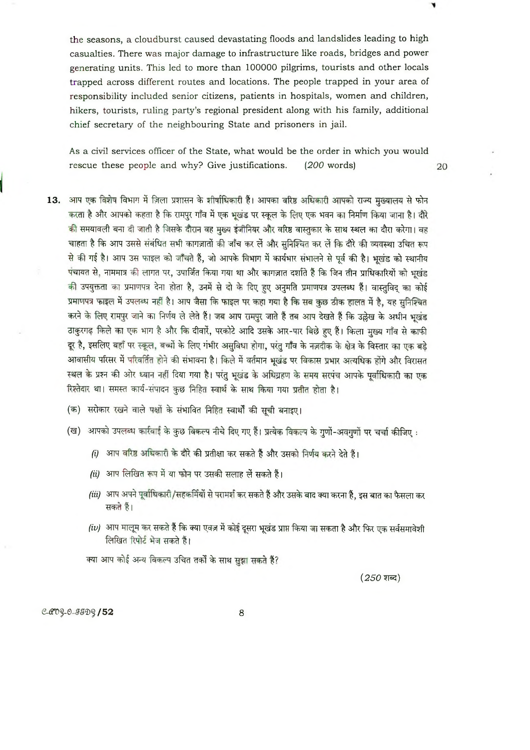the seasons, a cloudburst caused devastating floods and landslides leading to high casualties. There was major damage to infrastructure like roads, bridges and power generating units. This led to more than 100000 pilgrims, tourists and other locals trapped across different routes and locations. The people trapped in your area of responsibility included senior citizens, patients in hospitals, women and children, hikers, tourists, ruling party's regional president along with his family, additional chief secretary of the neighbouring State and prisoners in jail.

As a civil services officer of the State, what would be the order in which you would rescue these people and why? Give justifications. *(200 words)* 20

**13.** आप एक विशेष विभाग में जिला प्रशासन के शीर्षाधिकारी हैं। आपका वरिष्ठ अधिकारी आपको राज्य मुख्यालय से फोन करता है और आपको कहता है कि रामपुर गाँव में एक भूखंड पर स्कूल के लिए एक भवन का निर्माण किया जाना है। दौरे की समयावली बना दी जाती है जिसके दौरान वह मुख्य इंजीनियर और वरिष्ठ वास्तुकार के साथ स्थल का दौरा करेगा। वह चाहता है कि आप उससे संबंधित सभी कागज़ातों की जाँच कर लें और सुनिश्चित कर लें कि दौरे की व्यवस्था उचित रूप से की गई है। आप उस फाइल को जाँचते हैं, जो आपके विभाग में कार्यभार संभालने से पूर्व की है। भूखंड को स्थानीय पंचायत से, नाममात्र की लागत पर, उपार्जित किया गया था और कागज़ात दर्शाते हैं कि जिन तीन प्राधिकारियों को भूखंड की उपयुक्तता का प्रमाणपत्र देना होता है, उनमें से दो के दिए हुए अनुमति प्रमाणपत्र उपलब्ध हैं। वास्तुविद् का कोई प्रमाणपत्र फाइल में उपलब्ध नहीं है। आप जैसा कि फाइल पर कहा गया है कि सब कुछ ठीक हालत में है, यह सुनिश्चित करने के लिए रामपुर जाने का निर्णय ले लेते हैं। जब आप रामपुर जाते हैं तब आप देखते हैं कि उल्लेख के अधीन भूखंड ठाकुरगढ़ किले का एक भाग है और कि दीवारें, परकोटे आदि उसके आर-पार बिछे हुए हैं। किला मुख्य गाँव से काफी दूर है, इसलिए वहाँ पर स्कूल, बच्चों के लिए गंभीर असुविधा होगा, परंतु गाँव के नज़दीक के क्षेत्र के विस्तार का एक बड़े आवासीय परिसर में परिवर्तित होने की संभावना है। किले में वर्तमान भूखंड पर विकास प्रभार अत्यधिक होंगे और विरासत स्थल के प्रश्न की ओर ध्यान नहीं दिया गया है। परंतु भूखंड के अधिग्रहण के समय सरपंच आपके पूर्वाधिकारी का एक रिश्तेदार था। समस्त कार्य-संपादन कुछ निहित स्वार्थ के साथ किया गया प्रतीत होता है।

(क) सरोकार रखने वाले पक्षों के संभावित निहित स्वार्थों की सूची बनाइए।

(ख) आपको उपलब्ध कार्रवाई के कुछ विकल्प नीचे दिए गए हैं। प्रत्येक विकल्प के गुणों-अवगुणों पर चर्चा कीजिए :

*(i)* आप वरिष्ठ अधिकारी के दौरे की प्रतीक्षा कर सकते हैं और उसको निर्णय करने देते हैं।

*(ii)* आप लिखित रूप में या फोन पर उसकी सलाह लें सकते हैं।

*(iii)* आप अपने पूर्वाधिकारी/सहकर्मियों से परामर्श कर सकते हैं और उसके बाद क्या करना है, इस बात का फैसला कर सकते हैं।

*(iv)* आप मालूम कर सकते हैं कि क्या एवज़ में कोई दूसरा भूखंड प्राप्त किया जा सकता है और फिर एक सर्वसमावेशी लिखित रिपोर्ट भेज सकते हैं।

क्या आप कोई अन्य विकल्प उचित तर्कों के साथ सुझा सकते हैं?

*(250 शब्द)*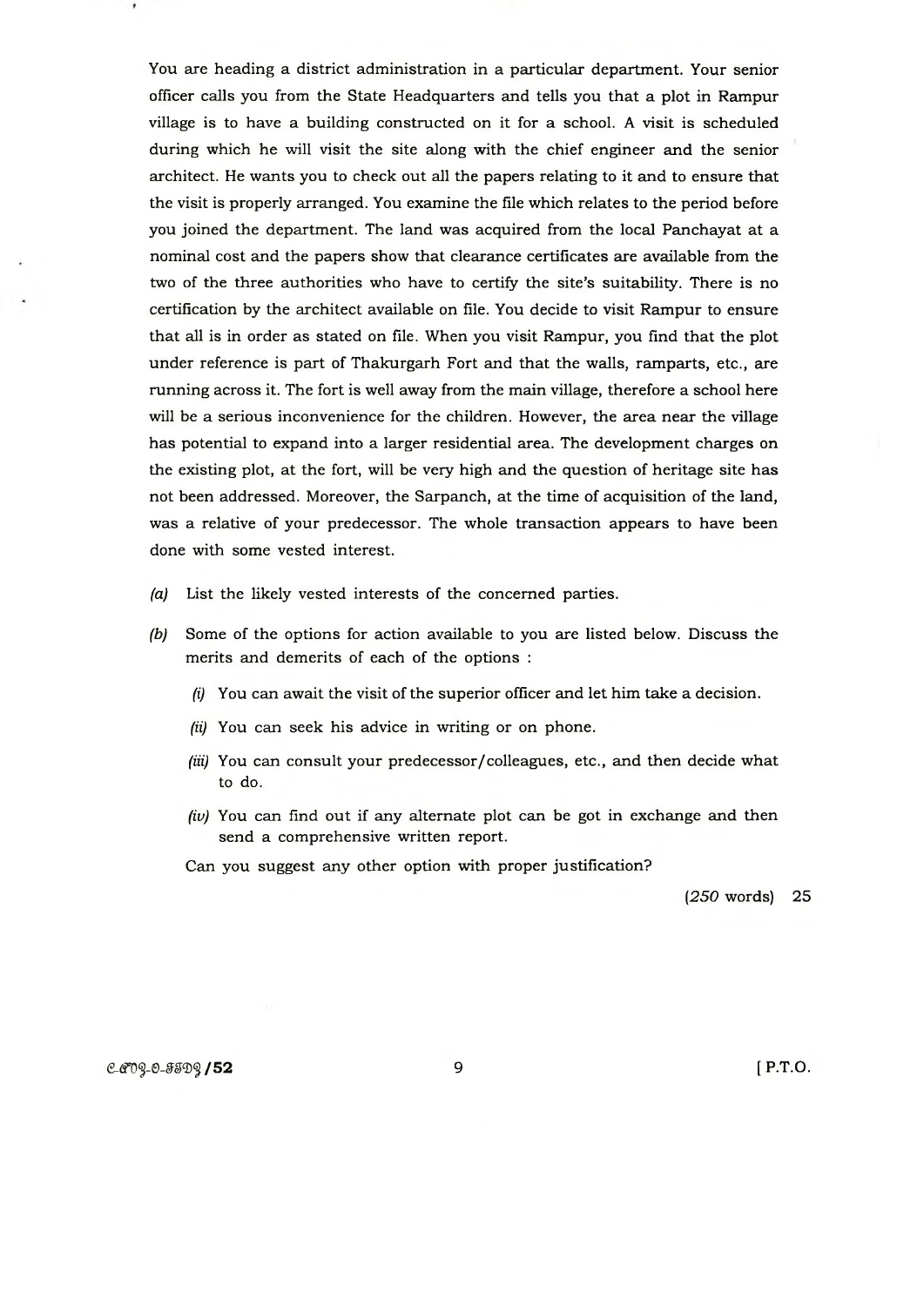You are heading a district administration in a particular department. Your senior officer calls you from the State Headquarters and tells you that a plot in Rampur village is to have a building constructed on it for a school. A visit is scheduled during which he will visit the site along with the chief engineer and the senior architect. He wants you to check out all the papers relating to it and to ensure that the visit is properly arranged. You examine the file which relates to the period before you joined the department. The land was acquired from the local Panchayat at a nominal cost and the papers show that clearance certificates are available from the two of the three authorities who have to certify the site's suitability. There is no certification by the architect available on file. You decide to visit Rampur to ensure that all is in order as stated on file. When you visit Rampur, you find that the plot under reference is part of Thakurgarh Fort and that the walls, ramparts, etc., are running across it. The fort is well away from the main village, therefore a school here will be a serious inconvenience for the children. However, the area near the village has potential to expand into a larger residential area. The development charges on the existing plot, at the fort, will be very high and the question of heritage site has not been addressed. Moreover, the Sarpanch, at the time of acquisition of the land, was a relative of your predecessor. The whole transaction appears to have been done with some vested interest.

*(a)* List the likely vested interests of the concerned parties.

*(b)* Some of the options for action available to you are listed below. Discuss the merits and demerits of each of the options :

*(i)* You can await the visit of the superior officer and let him take a decision.

*(ii)* You can seek his advice in writing or on phone.

*(iii)* You can consult your predecessor/colleagues, etc., and then decide what to do.

*(iv)* You can find out if any alternate plot can be got in exchange and then send a comprehensive written report.

Can you suggest any other option with proper justification?

(*250* words) 25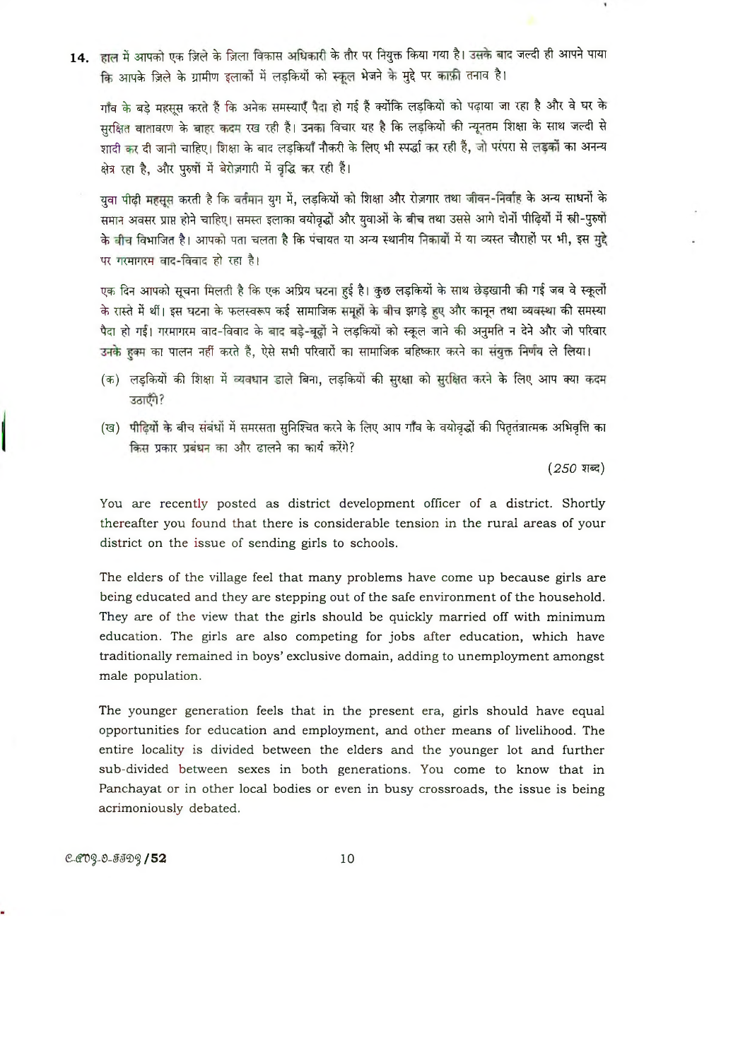**14.** हाल में आपको एक ज़िले के ज़िला विकास अधिकारी के तौर पर नियुक्त किया गया है। उसके बाद जल्दी ही आपने पाया कि आपके ज़िले के ग्रामीण इलाकों में लड़कियों को स्कूल भेजने के मुद्दे पर काफ़ी तनाव है।

गाँव के बड़े महसूस करते हैं कि अनेक समस्याएँ पैदा हो गई हैं क्योंकि लड़कियों को पढ़ाया जा रहा है और वे घर के सुरक्षित वातावरण के बाहर कदम रख रही हैं। उनका विचार यह है कि लड़कियों की न्यूनतम शिक्षा के साथ जल्दी से शादी कर दी जानी चाहिए। शिक्षा के बाद लड़कियाँ नौकरी के लिए भी स्पर्धा कर रही हैं, जो परंपरा से लड़कों का अनन्य क्षेत्र रहा है, और पुरुषों में बेरोज़गारी में वृद्धि कर रही हैं।

युवा पीढ़ी महसूस करती है कि वर्तमान युग में, लड़कियों को शिक्षा और रोज़गार तथा जीवन-निर्वाह के अन्य साधनों के समान अवसर प्राप्त होने चाहिए। समस्त इलाका वयोवृद्धों और युवाओं के बीच तथा उससे आगे दोनों पीढ़ियों में स्त्री-पुरुषों के बीच विभाजित है। आपको पता चलता है कि पंचायत या अन्य स्थानीय निकायों में या व्यस्त चौराहों पर भी, इस मुद्दे पर गरमागरम वाद-विवाद हो रहा है।

एक दिन आपको सूचना मिलती है कि एक अप्रिय घटना हुई है। कुछ लड़कियों के साथ छेड़खानी की गई जब वे स्कूलों के रास्ते में थीं। इस घटना के फलस्वरूप कई सामाजिक समूहों के बीच झगड़े हुए और कानून तथा व्यवस्था की समस्या पैदा हो गई। गरमागरम वाद-विवाद के बाद बड़े-बूढ़ों ने लड़कियों को स्कूल जाने की अनुमति न देने और जो परिवार उनके हुक्म का पालन नहीं करते हैं, ऐसे सभी परिवारों का सामाजिक बहिष्कार करने का संयुक्त निर्णय ले लिया।

(क) लड़कियों की शिक्षा में व्यवधान डाले बिना, लड़कियों की सुरक्षा को सुरक्षित करने के लिए आप क्या कदम उठाएँगे?

(ख) पीढ़ियों के बीच संबंधों में समरसता सुनिश्चित करने के लिए आप गाँव के वयोवृद्धों की पितृतंत्रात्मक अभिवृत्ति का किस प्रकार प्रबंधन का और ढालने का कार्य करेंगे?

*(250 शब्द)*

You are recently posted as district development officer of a district. Shortly thereafter you found that there is considerable tension in the rural areas of your district on the issue of sending girls to schools.

The elders of the village feel that many problems have come up because girls are being educated and they are stepping out of the safe environment of the household. They are of the view that the girls should be quickly married off with minimum education. The girls are also competing for jobs after education, which have traditionally remained in boys' exclusive domain, adding to unemployment amongst male population.

The younger generation feels that in the present era, girls should have equal opportunities for education and employment, and other means of livelihood. The entire locality is divided between the elders and the younger lot and further sub-divided between sexes in both generations. You come to know that in Panchayat or in other local bodies or even in busy crossroads, the issue is being acrimoniously debated.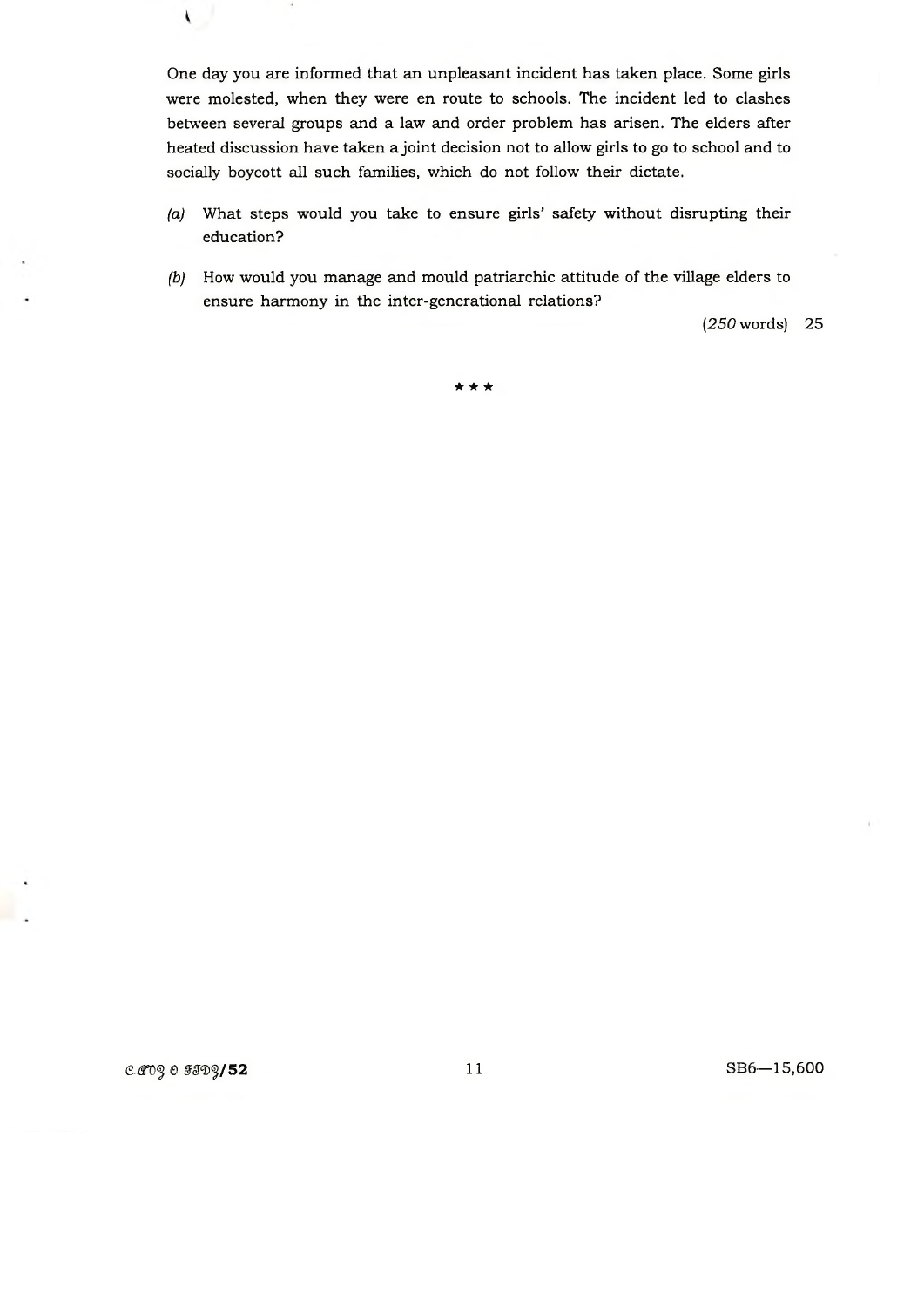One day you are informed that an unpleasant incident has taken place. Some girls were molested, when they were en route to schools. The incident led to clashes between several groups and a law and order problem has arisen. The elders after heated discussion have taken a joint decision not to allow girls to go to school and to socially boycott all such families, which do not follow their dictate.

*(a)* What steps would you take to ensure girls' safety without disrupting their education?

*(b)* How would you manage and mould patriarchic attitude of the village elders to ensure harmony in the inter-generational relations?

(*250* words) 25

★★★